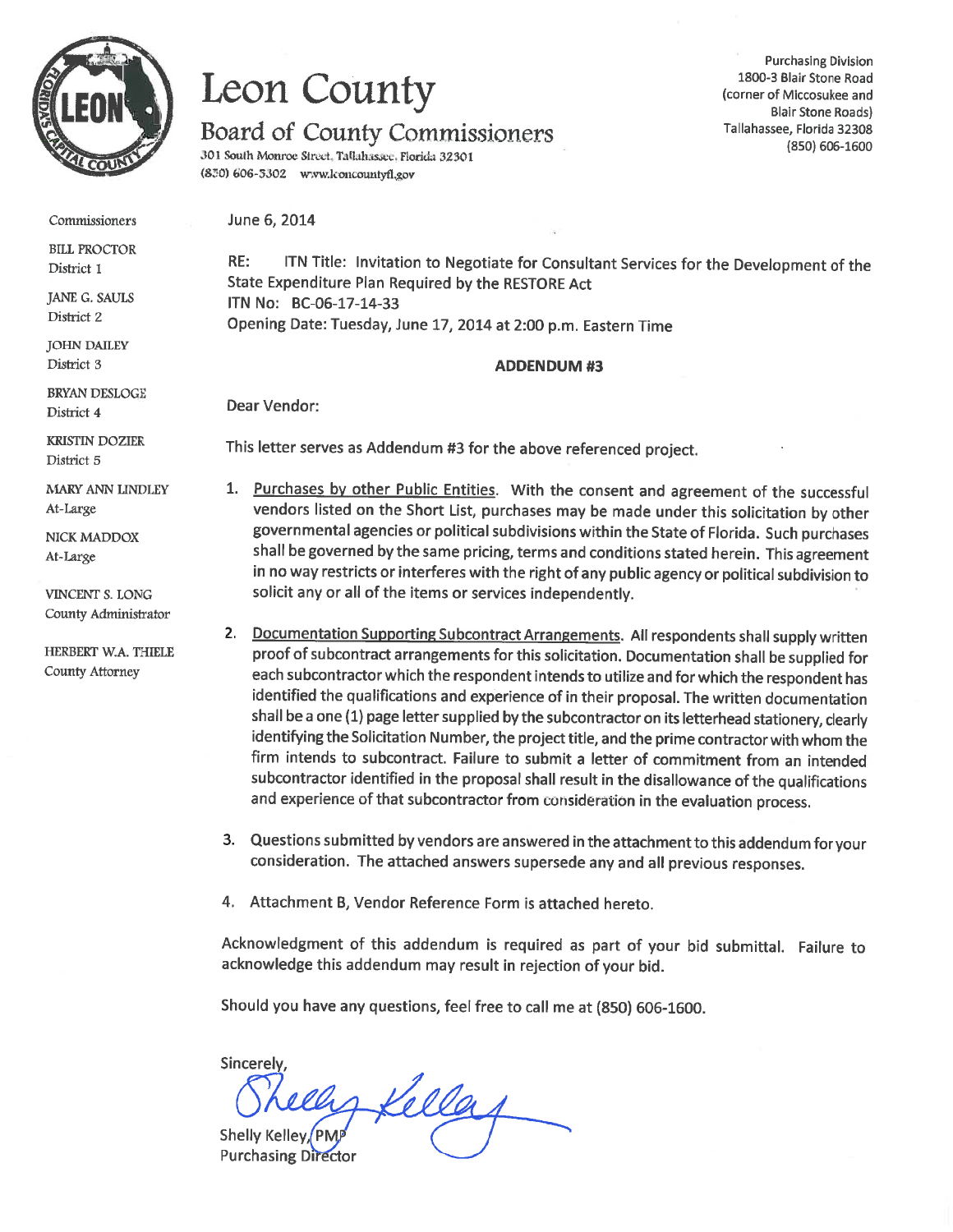# Leon County

## Board of County Commissioners

301 South Monroe Street, Tallahassee, Florida 32301
(850) 606-5302 www.leoncountyfl.gov

Purchasing Division
1800-3 Blair Stone Road
(corner of Miccosukee and
Blair Stone Roads)
Tallahassee, Florida 32308
(850) 606-1600

Commissioners

BILL PROCTOR
District 1

JANE G. SAULS
District 2

JOHN DAILEY
District 3

BRYAN DESLOGE
District 4

KRISTIN DOZIER
District 5

MARY ANN LINDLEY
At-Large

NICK MADDOX
At-Large

VINCENT S. LONG
County Administrator

HERBERT W.A. THIELE
County Attorney

June 6, 2014

RE: ITN Title: Invitation to Negotiate for Consultant Services for the Development of the State Expenditure Plan Required by the RESTORE Act
ITN No: BC-06-17-14-33
Opening Date: Tuesday, June 17, 2014 at 2:00 p.m. Eastern Time

**ADDENDUM #3**

Dear Vendor:

This letter serves as Addendum #3 for the above referenced project.

1. Purchases by other Public Entities. With the consent and agreement of the successful vendors listed on the Short List, purchases may be made under this solicitation by other governmental agencies or political subdivisions within the State of Florida. Such purchases shall be governed by the same pricing, terms and conditions stated herein. This agreement in no way restricts or interferes with the right of any public agency or political subdivision to solicit any or all of the items or services independently.

2. Documentation Supporting Subcontract Arrangements. All respondents shall supply written proof of subcontract arrangements for this solicitation. Documentation shall be supplied for each subcontractor which the respondent intends to utilize and for which the respondent has identified the qualifications and experience of in their proposal. The written documentation shall be a one (1) page letter supplied by the subcontractor on its letterhead stationery, clearly identifying the Solicitation Number, the project title, and the prime contractor with whom the firm intends to subcontract. Failure to submit a letter of commitment from an intended subcontractor identified in the proposal shall result in the disallowance of the qualifications and experience of that subcontractor from consideration in the evaluation process.

3. Questions submitted by vendors are answered in the attachment to this addendum for your consideration. The attached answers supersede any and all previous responses.

4. Attachment B, Vendor Reference Form is attached hereto.

Acknowledgment of this addendum is required as part of your bid submittal. Failure to acknowledge this addendum may result in rejection of your bid.

Should you have any questions, feel free to call me at (850) 606-1600.

Sincerely,

Shelly Kelley

Shelly Kelley, PMP
Purchasing Director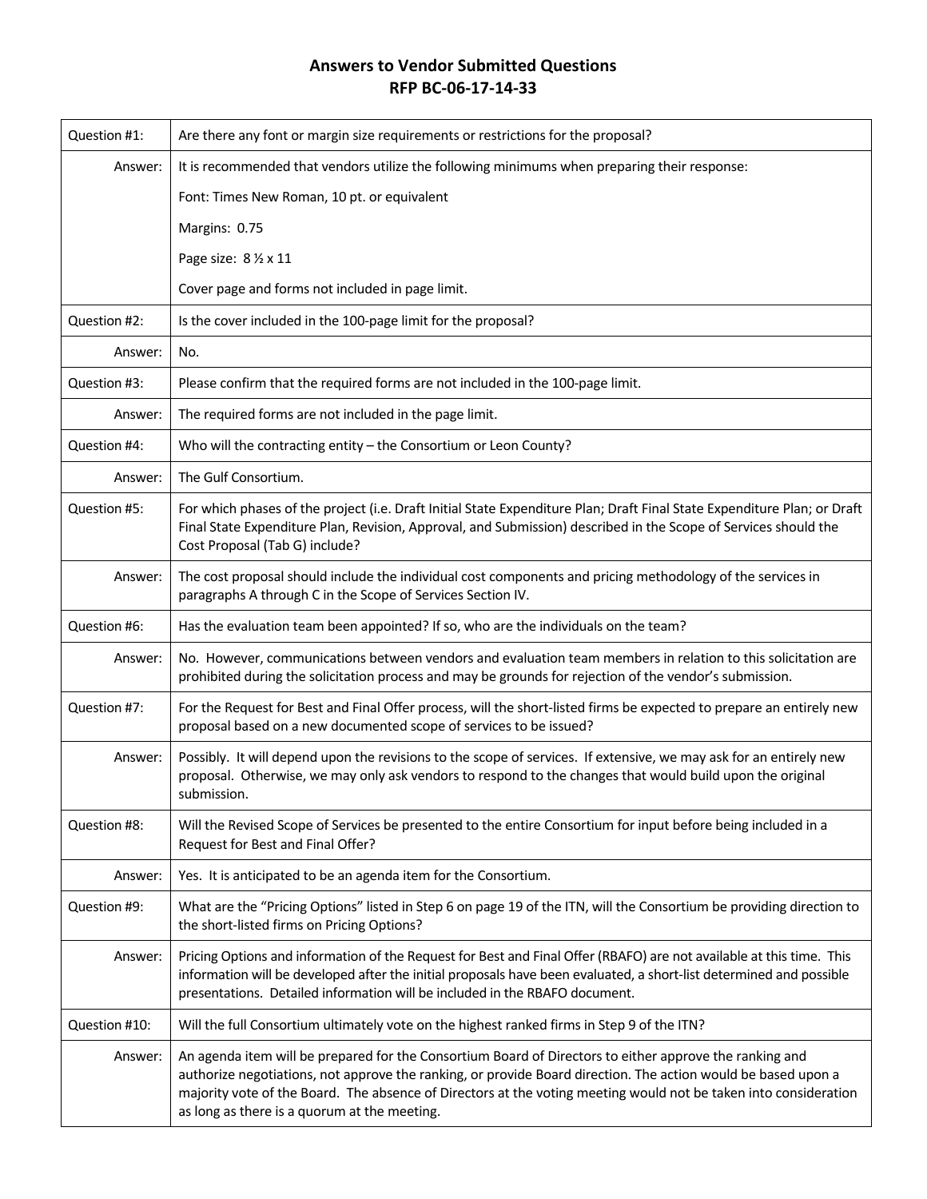# Answers to Vendor Submitted Questions
# RFP BC-06-17-14-33

| | |
|---|---|
| Question #1: | Are there any font or margin size requirements or restrictions for the proposal? |
| Answer: | It is recommended that vendors utilize the following minimums when preparing their response:<br><br>Font: Times New Roman, 10 pt. or equivalent<br><br>Margins: 0.75<br><br>Page size: 8 ½ x 11<br><br>Cover page and forms not included in page limit. |
| Question #2: | Is the cover included in the 100-page limit for the proposal? |
| Answer: | No. |
| Question #3: | Please confirm that the required forms are not included in the 100-page limit. |
| Answer: | The required forms are not included in the page limit. |
| Question #4: | Who will the contracting entity – the Consortium or Leon County? |
| Answer: | The Gulf Consortium. |
| Question #5: | For which phases of the project (i.e. Draft Initial State Expenditure Plan; Draft Final State Expenditure Plan; or Draft Final State Expenditure Plan, Revision, Approval, and Submission) described in the Scope of Services should the Cost Proposal (Tab G) include? |
| Answer: | The cost proposal should include the individual cost components and pricing methodology of the services in paragraphs A through C in the Scope of Services Section IV. |
| Question #6: | Has the evaluation team been appointed? If so, who are the individuals on the team? |
| Answer: | No. However, communications between vendors and evaluation team members in relation to this solicitation are prohibited during the solicitation process and may be grounds for rejection of the vendor's submission. |
| Question #7: | For the Request for Best and Final Offer process, will the short-listed firms be expected to prepare an entirely new proposal based on a new documented scope of services to be issued? |
| Answer: | Possibly. It will depend upon the revisions to the scope of services. If extensive, we may ask for an entirely new proposal. Otherwise, we may only ask vendors to respond to the changes that would build upon the original submission. |
| Question #8: | Will the Revised Scope of Services be presented to the entire Consortium for input before being included in a Request for Best and Final Offer? |
| Answer: | Yes. It is anticipated to be an agenda item for the Consortium. |
| Question #9: | What are the "Pricing Options" listed in Step 6 on page 19 of the ITN, will the Consortium be providing direction to the short-listed firms on Pricing Options? |
| Answer: | Pricing Options and information of the Request for Best and Final Offer (RBAFO) are not available at this time. This information will be developed after the initial proposals have been evaluated, a short-list determined and possible presentations. Detailed information will be included in the RBAFO document. |
| Question #10: | Will the full Consortium ultimately vote on the highest ranked firms in Step 9 of the ITN? |
| Answer: | An agenda item will be prepared for the Consortium Board of Directors to either approve the ranking and authorize negotiations, not approve the ranking, or provide Board direction. The action would be based upon a majority vote of the Board. The absence of Directors at the voting meeting would not be taken into consideration as long as there is a quorum at the meeting. |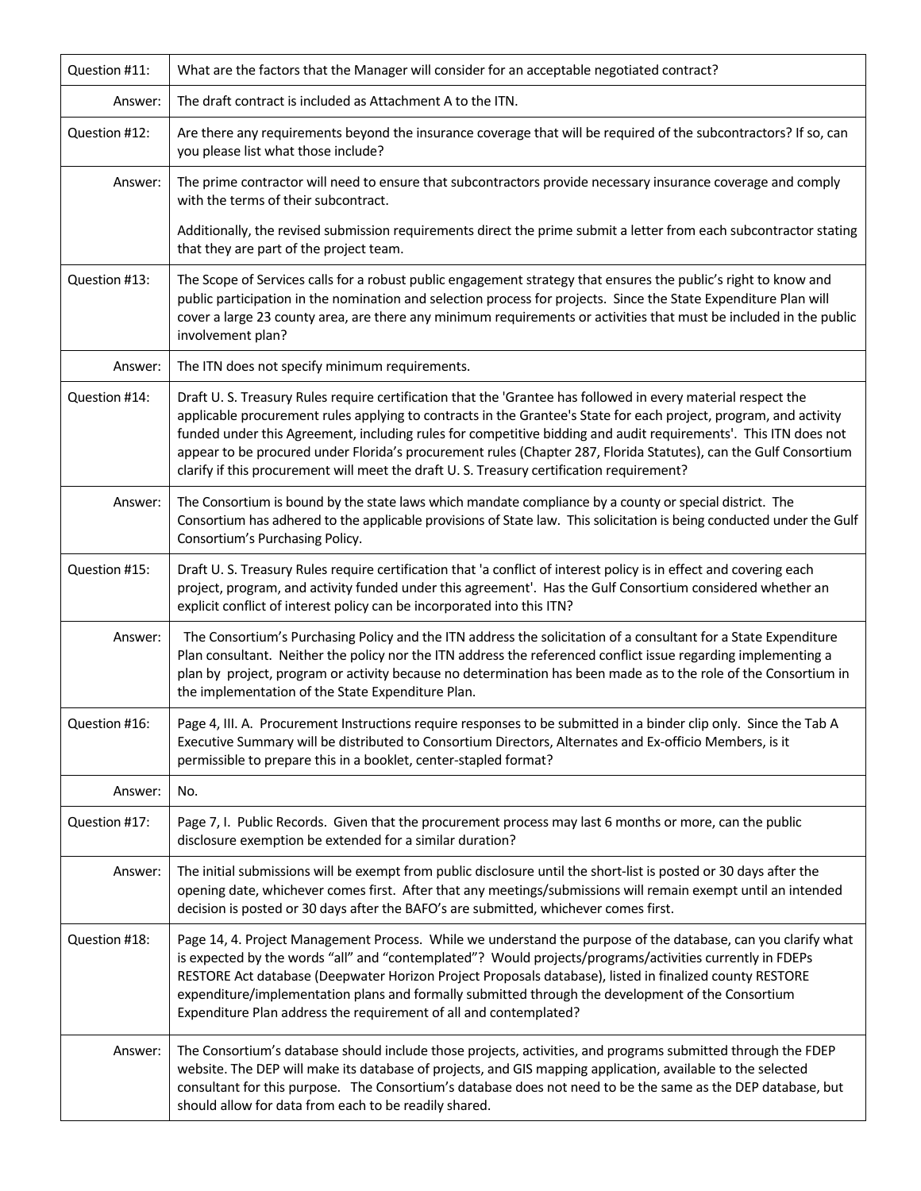| | |
|---|---|
| Question #11: | What are the factors that the Manager will consider for an acceptable negotiated contract? |
| Answer: | The draft contract is included as Attachment A to the ITN. |
| Question #12: | Are there any requirements beyond the insurance coverage that will be required of the subcontractors? If so, can you please list what those include? |
| Answer: | The prime contractor will need to ensure that subcontractors provide necessary insurance coverage and comply with the terms of their subcontract.<br><br>Additionally, the revised submission requirements direct the prime submit a letter from each subcontractor stating that they are part of the project team. |
| Question #13: | The Scope of Services calls for a robust public engagement strategy that ensures the public's right to know and public participation in the nomination and selection process for projects. Since the State Expenditure Plan will cover a large 23 county area, are there any minimum requirements or activities that must be included in the public involvement plan? |
| Answer: | The ITN does not specify minimum requirements. |
| Question #14: | Draft U. S. Treasury Rules require certification that the 'Grantee has followed in every material respect the applicable procurement rules applying to contracts in the Grantee's State for each project, program, and activity funded under this Agreement, including rules for competitive bidding and audit requirements'. This ITN does not appear to be procured under Florida's procurement rules (Chapter 287, Florida Statutes), can the Gulf Consortium clarify if this procurement will meet the draft U. S. Treasury certification requirement? |
| Answer: | The Consortium is bound by the state laws which mandate compliance by a county or special district. The Consortium has adhered to the applicable provisions of State law. This solicitation is being conducted under the Gulf Consortium's Purchasing Policy. |
| Question #15: | Draft U. S. Treasury Rules require certification that 'a conflict of interest policy is in effect and covering each project, program, and activity funded under this agreement'. Has the Gulf Consortium considered whether an explicit conflict of interest policy can be incorporated into this ITN? |
| Answer: | The Consortium's Purchasing Policy and the ITN address the solicitation of a consultant for a State Expenditure Plan consultant. Neither the policy nor the ITN address the referenced conflict issue regarding implementing a plan by project, program or activity because no determination has been made as to the role of the Consortium in the implementation of the State Expenditure Plan. |
| Question #16: | Page 4, III. A. Procurement Instructions require responses to be submitted in a binder clip only. Since the Tab A Executive Summary will be distributed to Consortium Directors, Alternates and Ex-officio Members, is it permissible to prepare this in a booklet, center-stapled format? |
| Answer: | No. |
| Question #17: | Page 7, I. Public Records. Given that the procurement process may last 6 months or more, can the public disclosure exemption be extended for a similar duration? |
| Answer: | The initial submissions will be exempt from public disclosure until the short-list is posted or 30 days after the opening date, whichever comes first. After that any meetings/submissions will remain exempt until an intended decision is posted or 30 days after the BAFO's are submitted, whichever comes first. |
| Question #18: | Page 14, 4. Project Management Process. While we understand the purpose of the database, can you clarify what is expected by the words "all" and "contemplated"? Would projects/programs/activities currently in FDEPs RESTORE Act database (Deepwater Horizon Project Proposals database), listed in finalized county RESTORE expenditure/implementation plans and formally submitted through the development of the Consortium Expenditure Plan address the requirement of all and contemplated? |
| Answer: | The Consortium's database should include those projects, activities, and programs submitted through the FDEP website. The DEP will make its database of projects, and GIS mapping application, available to the selected consultant for this purpose. The Consortium's database does not need to be the same as the DEP database, but should allow for data from each to be readily shared. |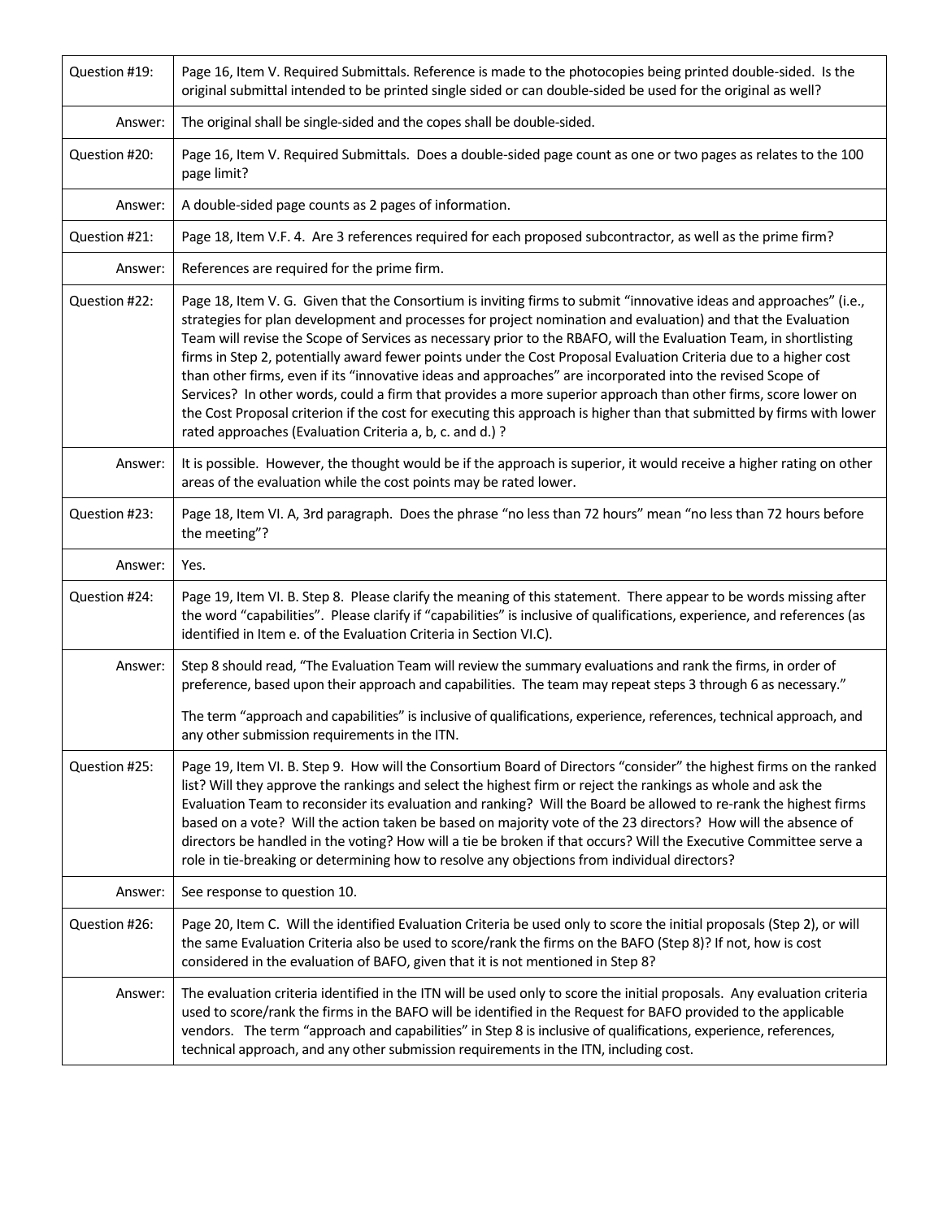| | |
|---|---|
| Question #19: | Page 16, Item V. Required Submittals. Reference is made to the photocopies being printed double-sided. Is the original submittal intended to be printed single sided or can double-sided be used for the original as well? |
| Answer: | The original shall be single-sided and the copes shall be double-sided. |
| Question #20: | Page 16, Item V. Required Submittals. Does a double-sided page count as one or two pages as relates to the 100 page limit? |
| Answer: | A double-sided page counts as 2 pages of information. |
| Question #21: | Page 18, Item V.F. 4. Are 3 references required for each proposed subcontractor, as well as the prime firm? |
| Answer: | References are required for the prime firm. |
| Question #22: | Page 18, Item V. G. Given that the Consortium is inviting firms to submit "innovative ideas and approaches" (i.e., strategies for plan development and processes for project nomination and evaluation) and that the Evaluation Team will revise the Scope of Services as necessary prior to the RBAFO, will the Evaluation Team, in shortlisting firms in Step 2, potentially award fewer points under the Cost Proposal Evaluation Criteria due to a higher cost than other firms, even if its "innovative ideas and approaches" are incorporated into the revised Scope of Services? In other words, could a firm that provides a more superior approach than other firms, score lower on the Cost Proposal criterion if the cost for executing this approach is higher than that submitted by firms with lower rated approaches (Evaluation Criteria a, b, c. and d.) ? |
| Answer: | It is possible. However, the thought would be if the approach is superior, it would receive a higher rating on other areas of the evaluation while the cost points may be rated lower. |
| Question #23: | Page 18, Item VI. A, 3rd paragraph. Does the phrase "no less than 72 hours" mean "no less than 72 hours before the meeting"? |
| Answer: | Yes. |
| Question #24: | Page 19, Item VI. B. Step 8. Please clarify the meaning of this statement. There appear to be words missing after the word "capabilities". Please clarify if "capabilities" is inclusive of qualifications, experience, and references (as identified in Item e. of the Evaluation Criteria in Section VI.C). |
| Answer: | Step 8 should read, "The Evaluation Team will review the summary evaluations and rank the firms, in order of preference, based upon their approach and capabilities. The team may repeat steps 3 through 6 as necessary."<br><br>The term "approach and capabilities" is inclusive of qualifications, experience, references, technical approach, and any other submission requirements in the ITN. |
| Question #25: | Page 19, Item VI. B. Step 9. How will the Consortium Board of Directors "consider" the highest firms on the ranked list? Will they approve the rankings and select the highest firm or reject the rankings as whole and ask the Evaluation Team to reconsider its evaluation and ranking? Will the Board be allowed to re-rank the highest firms based on a vote? Will the action taken be based on majority vote of the 23 directors? How will the absence of directors be handled in the voting? How will a tie be broken if that occurs? Will the Executive Committee serve a role in tie-breaking or determining how to resolve any objections from individual directors? |
| Answer: | See response to question 10. |
| Question #26: | Page 20, Item C. Will the identified Evaluation Criteria be used only to score the initial proposals (Step 2), or will the same Evaluation Criteria also be used to score/rank the firms on the BAFO (Step 8)? If not, how is cost considered in the evaluation of BAFO, given that it is not mentioned in Step 8? |
| Answer: | The evaluation criteria identified in the ITN will be used only to score the initial proposals. Any evaluation criteria used to score/rank the firms in the BAFO will be identified in the Request for BAFO provided to the applicable vendors. The term "approach and capabilities" in Step 8 is inclusive of qualifications, experience, references, technical approach, and any other submission requirements in the ITN, including cost. |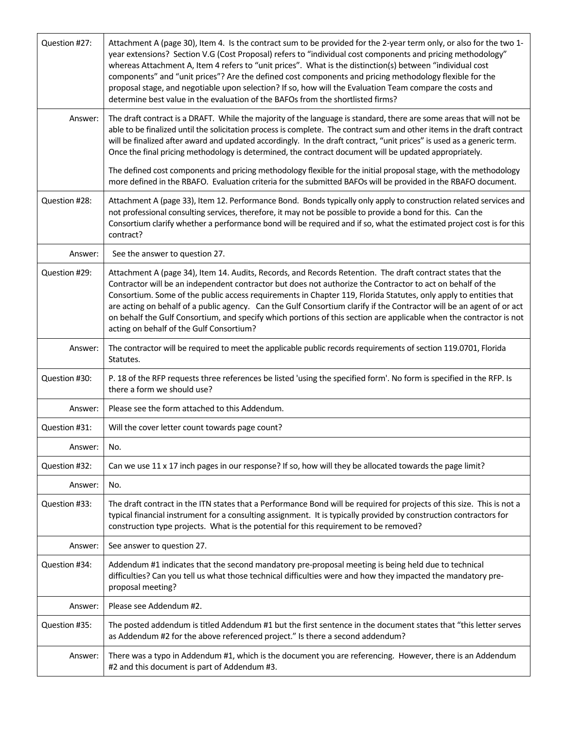| | |
|---|---|
| Question #27: | Attachment A (page 30), Item 4. Is the contract sum to be provided for the 2-year term only, or also for the two 1-year extensions? Section V.G (Cost Proposal) refers to "individual cost components and pricing methodology" whereas Attachment A, Item 4 refers to "unit prices". What is the distinction(s) between "individual cost components" and "unit prices"? Are the defined cost components and pricing methodology flexible for the proposal stage, and negotiable upon selection? If so, how will the Evaluation Team compare the costs and determine best value in the evaluation of the BAFOs from the shortlisted firms? |
| Answer: | The draft contract is a DRAFT. While the majority of the language is standard, there are some areas that will not be able to be finalized until the solicitation process is complete. The contract sum and other items in the draft contract will be finalized after award and updated accordingly. In the draft contract, "unit prices" is used as a generic term. Once the final pricing methodology is determined, the contract document will be updated appropriately.<br><br>The defined cost components and pricing methodology flexible for the initial proposal stage, with the methodology more defined in the RBAFO. Evaluation criteria for the submitted BAFOs will be provided in the RBAFO document. |
| Question #28: | Attachment A (page 33), Item 12. Performance Bond. Bonds typically only apply to construction related services and not professional consulting services, therefore, it may not be possible to provide a bond for this. Can the Consortium clarify whether a performance bond will be required and if so, what the estimated project cost is for this contract? |
| Answer: | See the answer to question 27. |
| Question #29: | Attachment A (page 34), Item 14. Audits, Records, and Records Retention. The draft contract states that the Contractor will be an independent contractor but does not authorize the Contractor to act on behalf of the Consortium. Some of the public access requirements in Chapter 119, Florida Statutes, only apply to entities that are acting on behalf of a public agency. Can the Gulf Consortium clarify if the Contractor will be an agent of or act on behalf the Gulf Consortium, and specify which portions of this section are applicable when the contractor is not acting on behalf of the Gulf Consortium? |
| Answer: | The contractor will be required to meet the applicable public records requirements of section 119.0701, Florida Statutes. |
| Question #30: | P. 18 of the RFP requests three references be listed 'using the specified form'. No form is specified in the RFP. Is there a form we should use? |
| Answer: | Please see the form attached to this Addendum. |
| Question #31: | Will the cover letter count towards page count? |
| Answer: | No. |
| Question #32: | Can we use 11 x 17 inch pages in our response? If so, how will they be allocated towards the page limit? |
| Answer: | No. |
| Question #33: | The draft contract in the ITN states that a Performance Bond will be required for projects of this size. This is not a typical financial instrument for a consulting assignment. It is typically provided by construction contractors for construction type projects. What is the potential for this requirement to be removed? |
| Answer: | See answer to question 27. |
| Question #34: | Addendum #1 indicates that the second mandatory pre-proposal meeting is being held due to technical difficulties? Can you tell us what those technical difficulties were and how they impacted the mandatory pre-proposal meeting? |
| Answer: | Please see Addendum #2. |
| Question #35: | The posted addendum is titled Addendum #1 but the first sentence in the document states that "this letter serves as Addendum #2 for the above referenced project." Is there a second addendum? |
| Answer: | There was a typo in Addendum #1, which is the document you are referencing. However, there is an Addendum #2 and this document is part of Addendum #3. |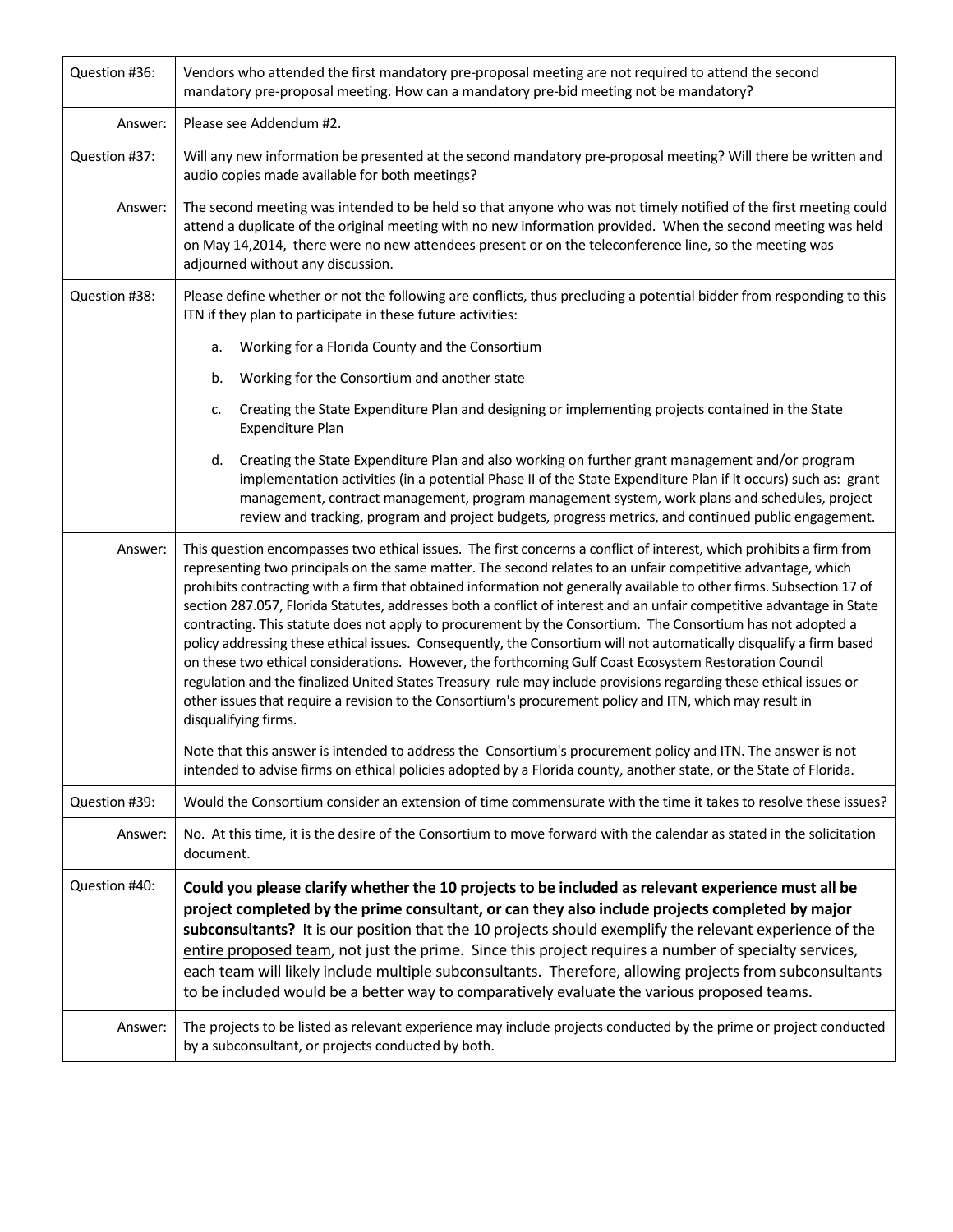| Question #36: | Vendors who attended the first mandatory pre-proposal meeting are not required to attend the second mandatory pre-proposal meeting. How can a mandatory pre-bid meeting not be mandatory? |
|---|---|
| Answer: | Please see Addendum #2. |
| Question #37: | Will any new information be presented at the second mandatory pre-proposal meeting? Will there be written and audio copies made available for both meetings? |
| Answer: | The second meeting was intended to be held so that anyone who was not timely notified of the first meeting could attend a duplicate of the original meeting with no new information provided. When the second meeting was held on May 14,2014, there were no new attendees present or on the teleconference line, so the meeting was adjourned without any discussion. |
| Question #38: | Please define whether or not the following are conflicts, thus precluding a potential bidder from responding to this ITN if they plan to participate in these future activities:<br><br>a. Working for a Florida County and the Consortium<br><br>b. Working for the Consortium and another state<br><br>c. Creating the State Expenditure Plan and designing or implementing projects contained in the State Expenditure Plan<br><br>d. Creating the State Expenditure Plan and also working on further grant management and/or program implementation activities (in a potential Phase II of the State Expenditure Plan if it occurs) such as: grant management, contract management, program management system, work plans and schedules, project review and tracking, program and project budgets, progress metrics, and continued public engagement. |
| Answer: | This question encompasses two ethical issues. The first concerns a conflict of interest, which prohibits a firm from representing two principals on the same matter. The second relates to an unfair competitive advantage, which prohibits contracting with a firm that obtained information not generally available to other firms. Subsection 17 of section 287.057, Florida Statutes, addresses both a conflict of interest and an unfair competitive advantage in State contracting. This statute does not apply to procurement by the Consortium. The Consortium has not adopted a policy addressing these ethical issues. Consequently, the Consortium will not automatically disqualify a firm based on these two ethical considerations. However, the forthcoming Gulf Coast Ecosystem Restoration Council regulation and the finalized United States Treasury rule may include provisions regarding these ethical issues or other issues that require a revision to the Consortium's procurement policy and ITN, which may result in disqualifying firms.<br><br>Note that this answer is intended to address the Consortium's procurement policy and ITN. The answer is not intended to advise firms on ethical policies adopted by a Florida county, another state, or the State of Florida. |
| Question #39: | Would the Consortium consider an extension of time commensurate with the time it takes to resolve these issues? |
| Answer: | No. At this time, it is the desire of the Consortium to move forward with the calendar as stated in the solicitation document. |
| Question #40: | **Could you please clarify whether the 10 projects to be included as relevant experience must all be project completed by the prime consultant, or can they also include projects completed by major subconsultants?** It is our position that the 10 projects should exemplify the relevant experience of the <u>entire proposed team</u>, not just the prime. Since this project requires a number of specialty services, each team will likely include multiple subconsultants. Therefore, allowing projects from subconsultants to be included would be a better way to comparatively evaluate the various proposed teams. |
| Answer: | The projects to be listed as relevant experience may include projects conducted by the prime or project conducted by a subconsultant, or projects conducted by both. |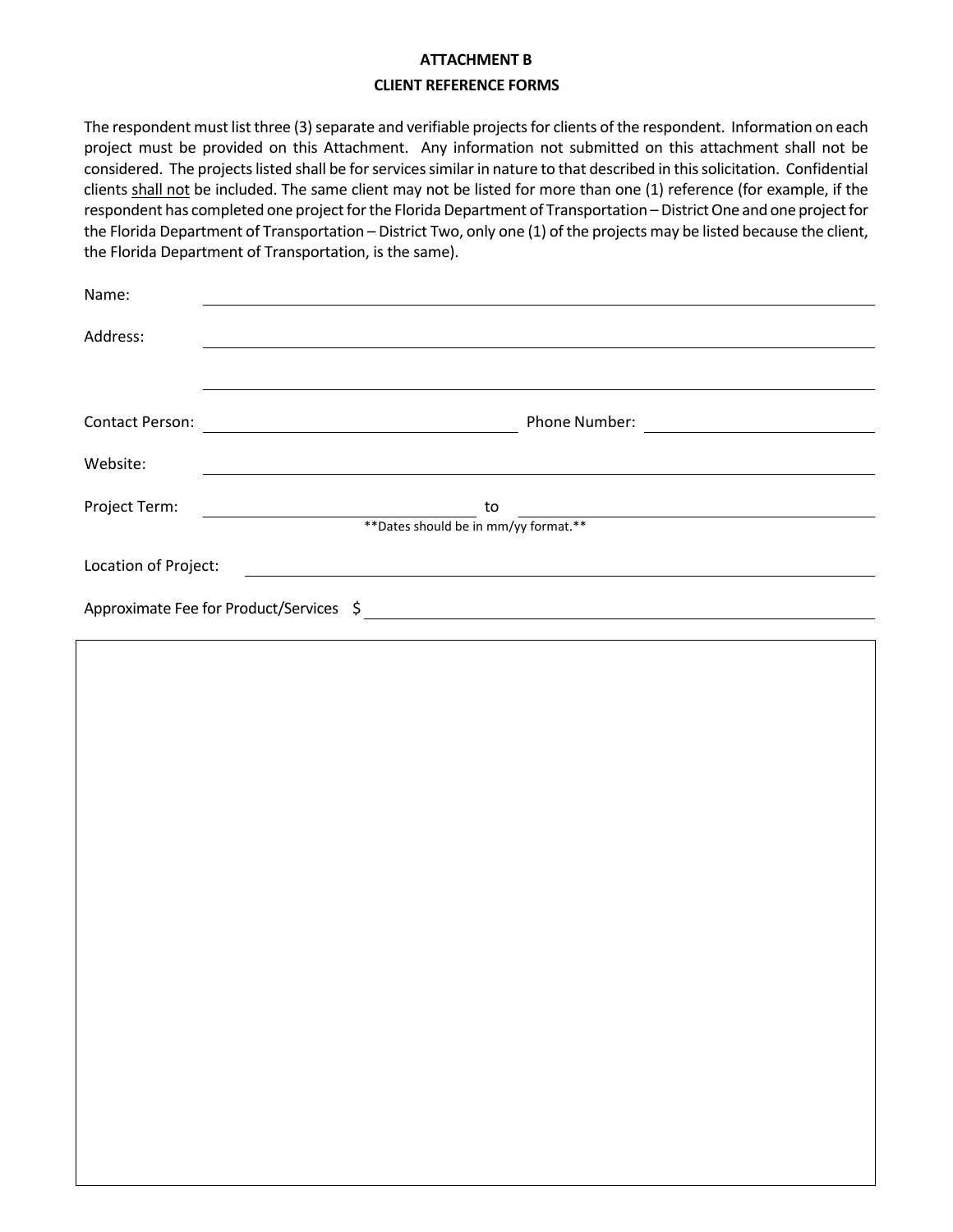## ATTACHMENT B

## CLIENT REFERENCE FORMS

The respondent must list three (3) separate and verifiable projects for clients of the respondent. Information on each project must be provided on this Attachment. Any information not submitted on this attachment shall not be considered. The projects listed shall be for services similar in nature to that described in this solicitation. Confidential clients <u>shall not</u> be included. The same client may not be listed for more than one (1) reference (for example, if the respondent has completed one project for the Florida Department of Transportation – District One and one project for the Florida Department of Transportation – District Two, only one (1) of the projects may be listed because the client, the Florida Department of Transportation, is the same).

Name: ______________________________

Address: ______________________________

______________________________

Contact Person: ______________________________ Phone Number: ______________________________

Website: ______________________________

Project Term: ______________________________ to ______________________________

**Dates should be in mm/yy format.**

Location of Project: ______________________________

Approximate Fee for Product/Services $ ______________________________